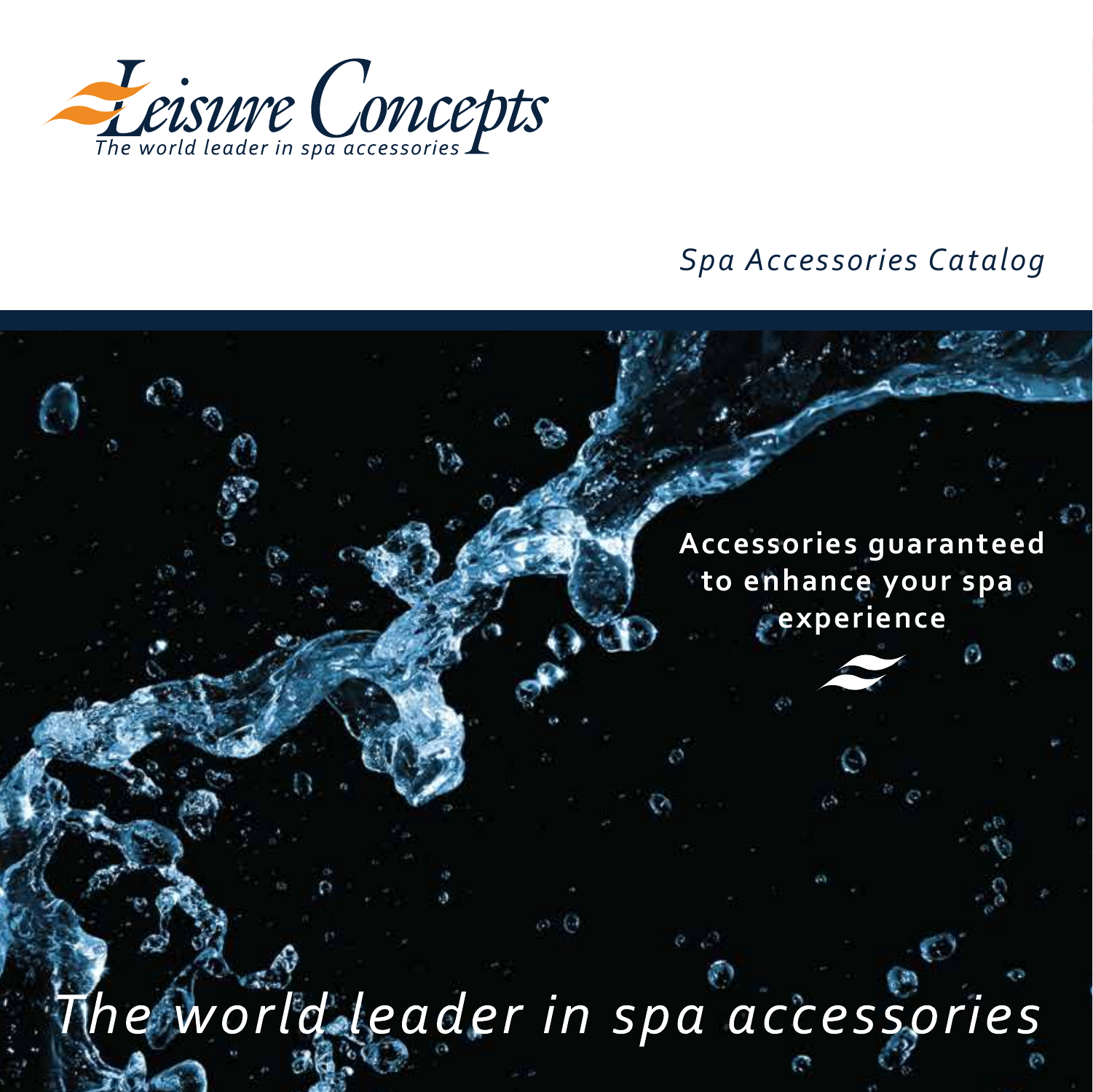# Leisure Concepts

*The world leader in spa accessories*

*Spa Accessories Catalog*

**Accessories guaranteed to enhance your spa experience**

*The world leader in spa accessories*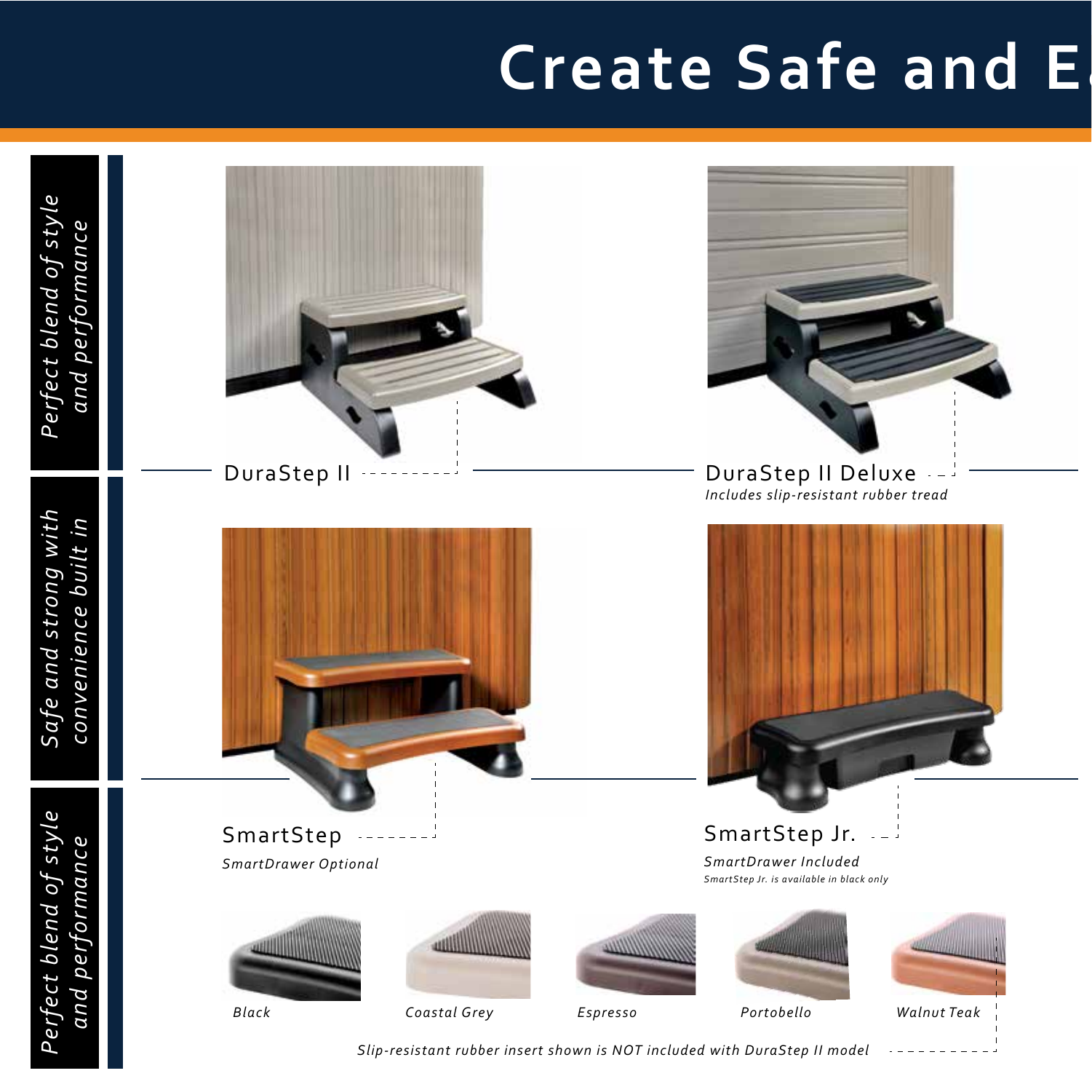# Create Safe and E

*Perfect blend of style and performance*

*Safe and strong with convenience built in*

*Perfect blend of style and performance*

DuraStep II

DuraStep II Deluxe

*Includes slip-resistant rubber tread*

SmartStep

*SmartDrawer Optional*

SmartStep Jr.

*SmartDrawer Included*

*SmartStep Jr. is available in black only*

*Black*

*Coastal Grey*

*Espresso*

*Portobello*

*Walnut Teak*

*Slip-resistant rubber insert shown is NOT included with DuraStep II model*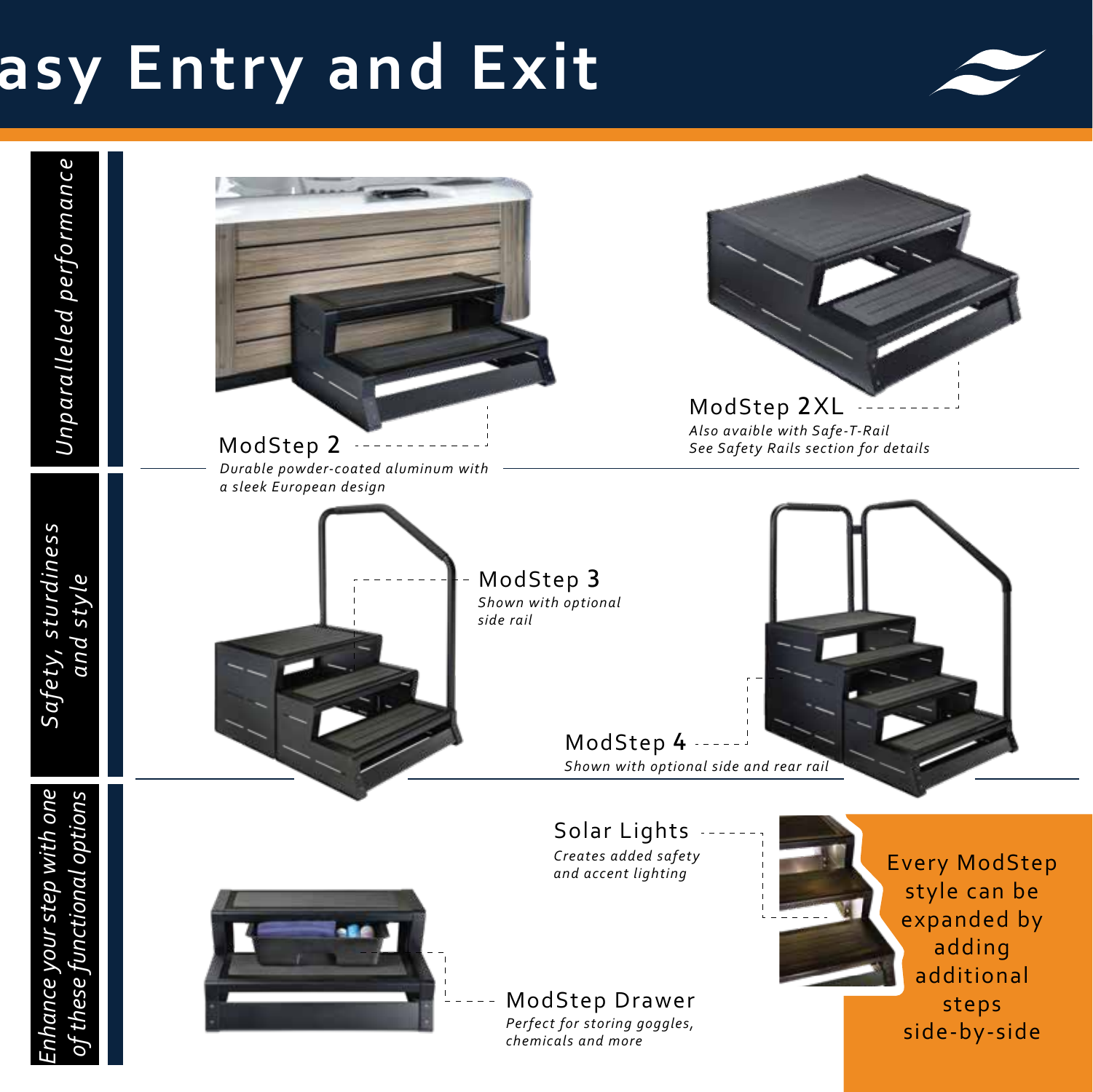# asy Entry and Exit

*Unparalleled performance*

ModStep 2

*Durable powder-coated aluminum with a sleek European design*

ModStep 2XL

*Also avaible with Safe-T-Rail*
*See Safety Rails section for details*

*Safety, sturdiness and style*

ModStep 3

*Shown with optional side rail*

ModStep 4

*Shown with optional side and rear rail*

*Enhance your step with one of these functional options*

Solar Lights

*Creates added safety and accent lighting*

ModStep Drawer

*Perfect for storing goggles, chemicals and more*

Every ModStep style can be expanded by adding additional steps side-by-side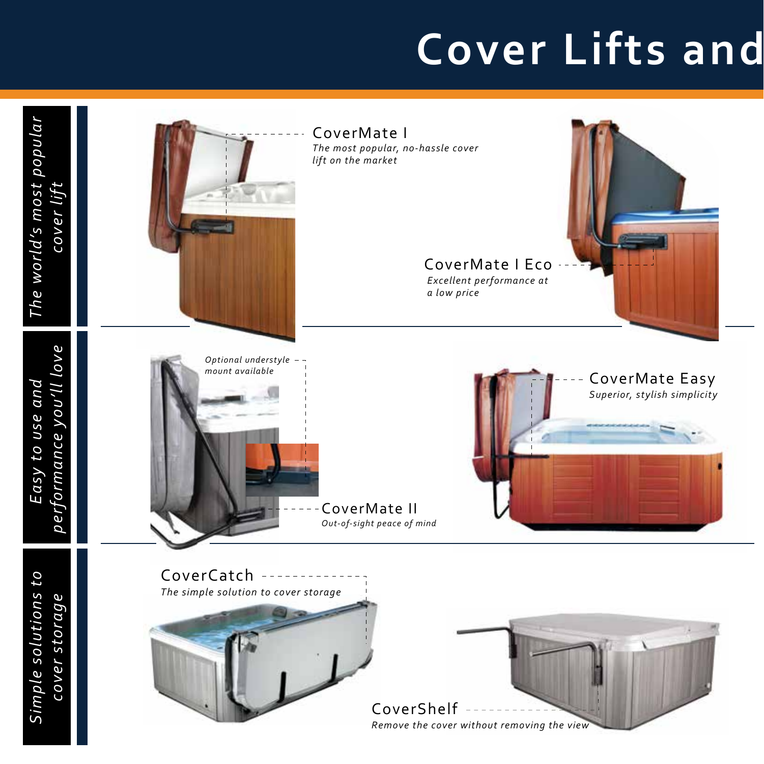# Cover Lifts and

## The world's most popular cover lift

### CoverMate I

*The most popular, no-hassle cover lift on the market*

### CoverMate I Eco

*Excellent performance at a low price*

## Easy to use and performance you'll love

*Optional understyle mount available*

### CoverMate II

*Out-of-sight peace of mind*

### CoverMate Easy

*Superior, stylish simplicity*

## Simple solutions to cover storage

### CoverCatch

*The simple solution to cover storage*

### CoverShelf

*Remove the cover without removing the view*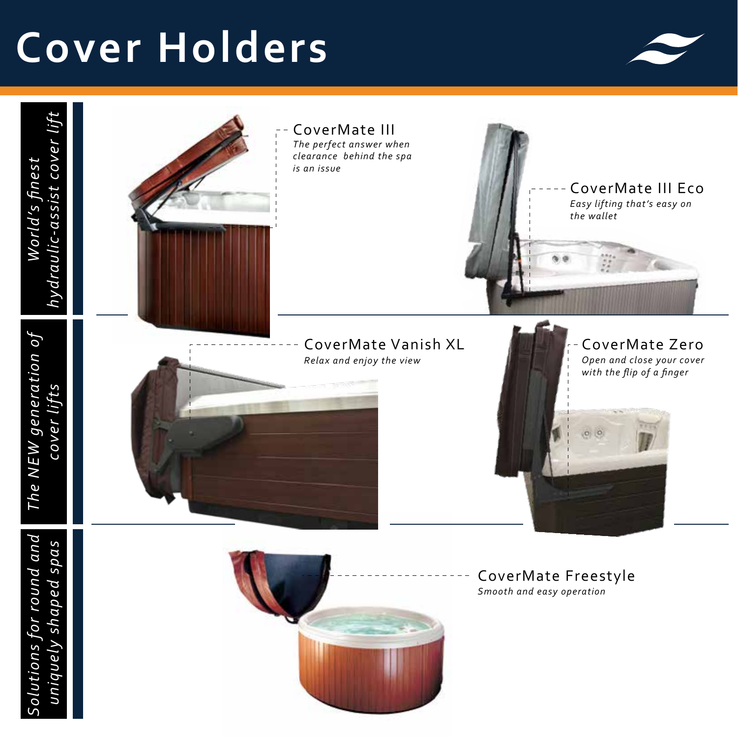# Cover Holders

*World's finest hydraulic-assist cover lift*

CoverMate III
*The perfect answer when clearance behind the spa is an issue*

CoverMate III Eco
*Easy lifting that's easy on the wallet*

*The NEW generation of cover lifts*

CoverMate Vanish XL
*Relax and enjoy the view*

CoverMate Zero
*Open and close your cover with the flip of a finger*

*Solutions for round and uniquely shaped spas*

CoverMate Freestyle
*Smooth and easy operation*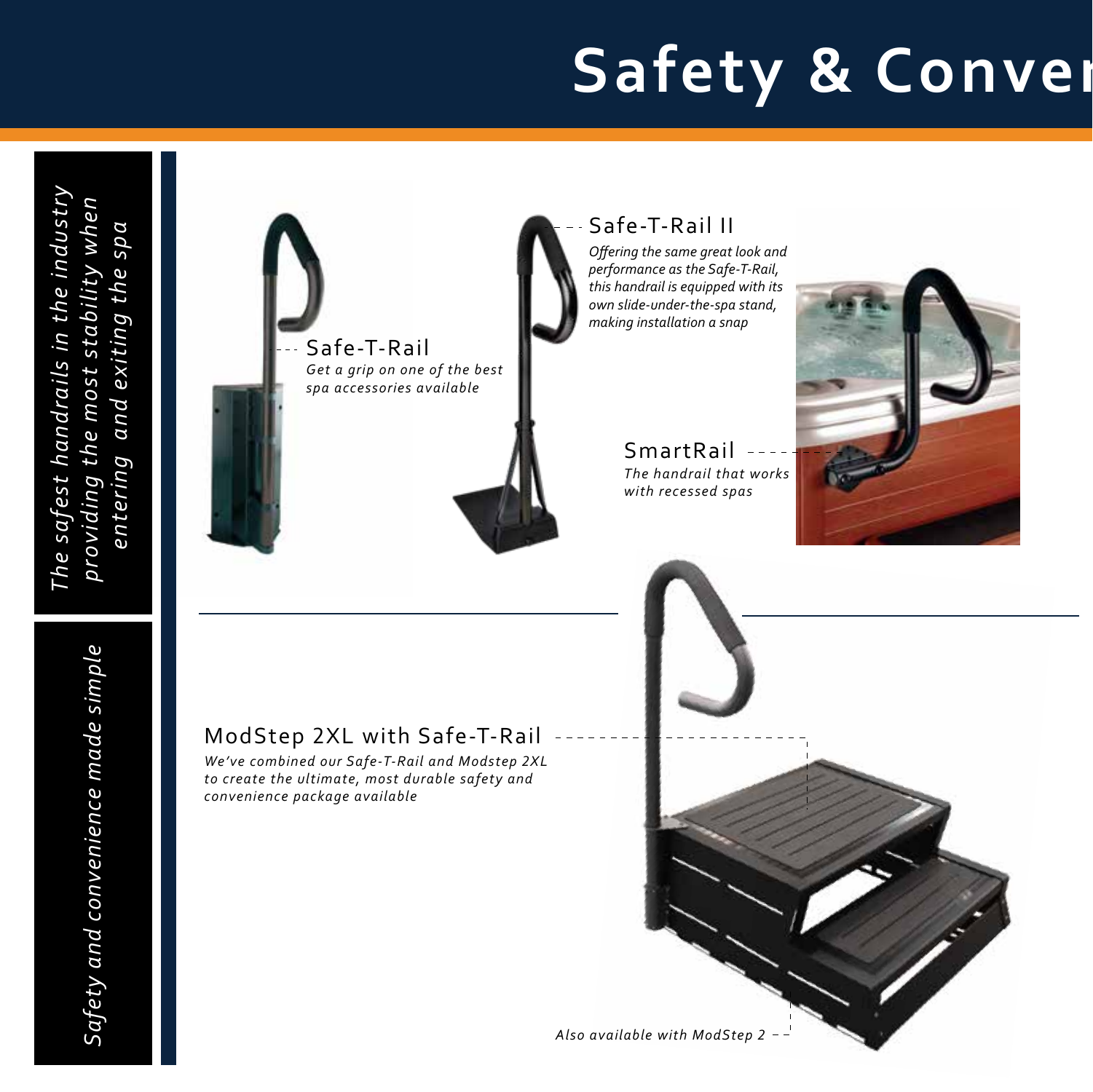# Safety & Conver

*The safest handrails in the industry providing the most stability when entering and exiting the spa*

*Safety and convenience made simple*

## Safe-T-Rail

*Get a grip on one of the best spa accessories available*

## Safe-T-Rail II

*Offering the same great look and performance as the Safe-T-Rail, this handrail is equipped with its own slide-under-the-spa stand, making installation a snap*

## SmartRail

*The handrail that works with recessed spas*

## ModStep 2XL with Safe-T-Rail

*We've combined our Safe-T-Rail and Modstep 2XL to create the ultimate, most durable safety and convenience package available*

*Also available with ModStep 2*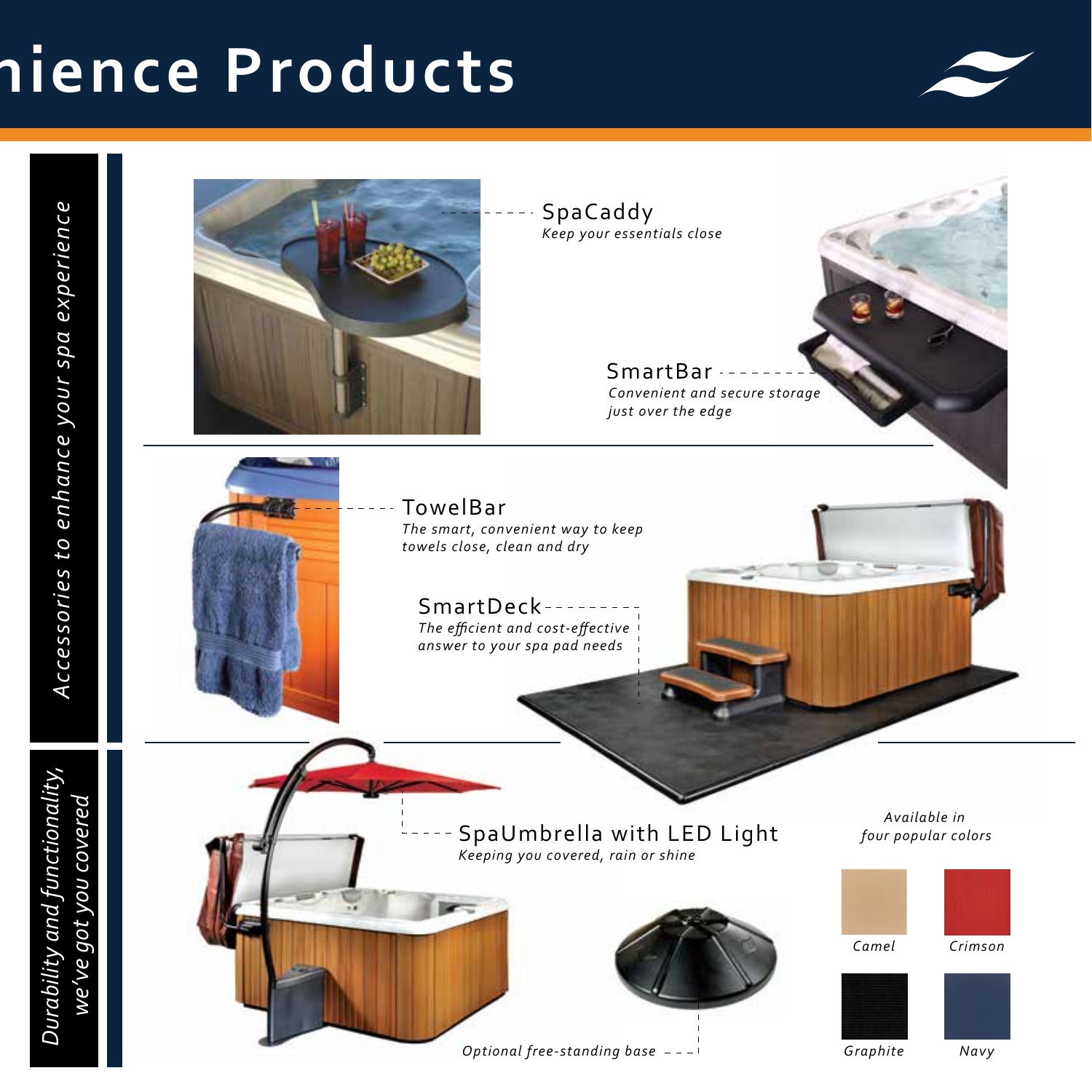# nience Products

*Accessories to enhance your spa experience*

## SpaCaddy

*Keep your essentials close*

## SmartBar

*Convenient and secure storage just over the edge*

## TowelBar

*The smart, convenient way to keep towels close, clean and dry*

## SmartDeck

*The efficient and cost-effective answer to your spa pad needs*

*Durability and functionality, we've got you covered*

## SpaUmbrella with LED Light

*Keeping you covered, rain or shine*

*Optional free-standing base*

*Available in four popular colors*

- Camel
- Crimson
- Graphite
- Navy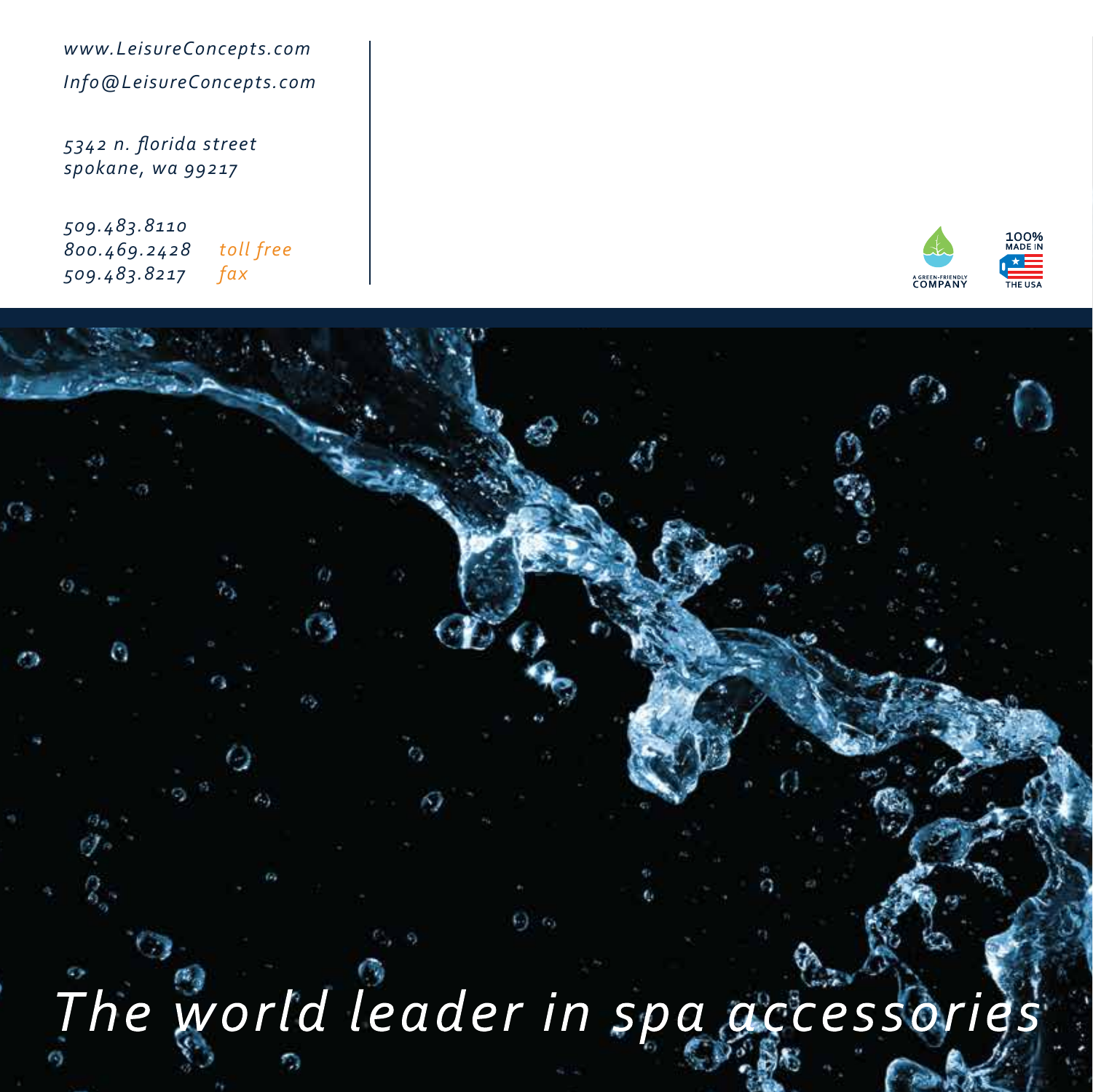*www.LeisureConcepts.com*

*Info@LeisureConcepts.com*

*5342 n. florida street*
*spokane, wa 99217*

*509.483.8110*
*800.469.2428* *toll free*
*509.483.8217* *fax*

A GREEN-FRIENDLY COMPANY

100% MADE IN THE USA

*The world leader in spa accessories*